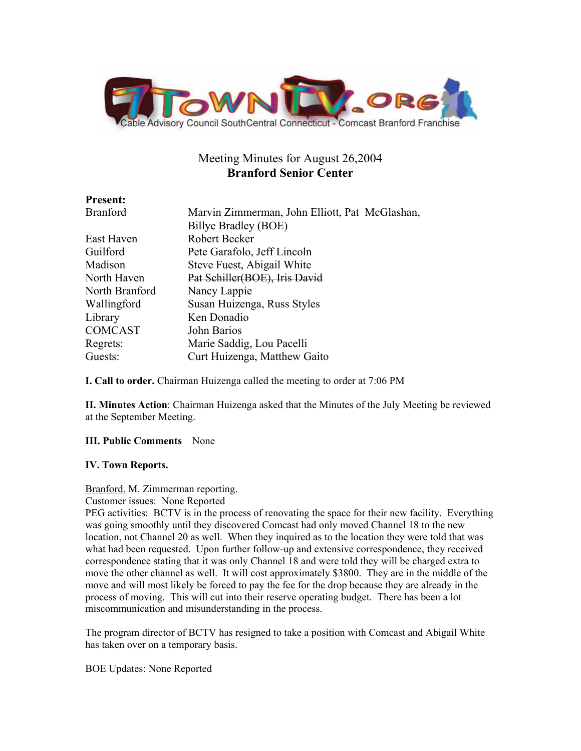7TownTV.org

Cable Advisory Council SouthCentral Connecticut - Comcast Branford Franchise

Meeting Minutes for August 26,2004
**Branford Senior Center**

**Present:**

| | |
|---|---|
| Branford | Marvin Zimmerman, John Elliott, Pat McGlashan, Billye Bradley (BOE) |
| East Haven | Robert Becker |
| Guilford | Pete Garafolo, Jeff Lincoln |
| Madison | Steve Fuest, Abigail White |
| North Haven | ~~Pat Schiller(BOE), Iris David~~ |
| North Branford | Nancy Lappie |
| Wallingford | Susan Huizenga, Russ Styles |
| Library | Ken Donadio |
| COMCAST | John Barios |
| Regrets: | Marie Saddig, Lou Pacelli |
| Guests: | Curt Huizenga, Matthew Gaito |

**I. Call to order.** Chairman Huizenga called the meeting to order at 7:06 PM

**II. Minutes Action**: Chairman Huizenga asked that the Minutes of the July Meeting be reviewed at the September Meeting.

**III. Public Comments** None

**IV. Town Reports.**

Branford. M. Zimmerman reporting.
Customer issues: None Reported
PEG activities: BCTV is in the process of renovating the space for their new facility. Everything was going smoothly until they discovered Comcast had only moved Channel 18 to the new location, not Channel 20 as well. When they inquired as to the location they were told that was what had been requested. Upon further follow-up and extensive correspondence, they received correspondence stating that it was only Channel 18 and were told they will be charged extra to move the other channel as well. It will cost approximately $3800. They are in the middle of the move and will most likely be forced to pay the fee for the drop because they are already in the process of moving. This will cut into their reserve operating budget. There has been a lot miscommunication and misunderstanding in the process.

The program director of BCTV has resigned to take a position with Comcast and Abigail White has taken over on a temporary basis.

BOE Updates: None Reported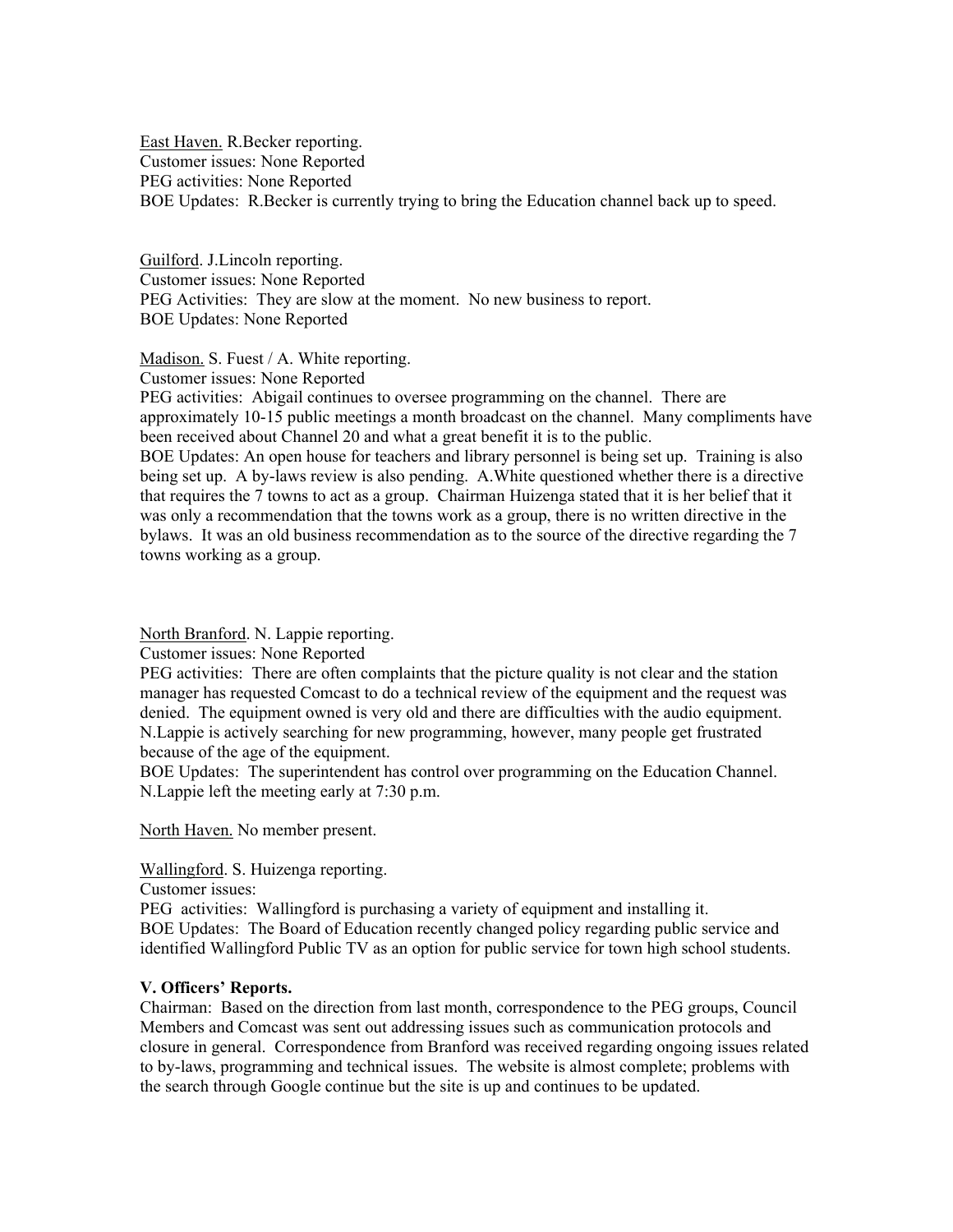East Haven. R.Becker reporting.
Customer issues: None Reported
PEG activities: None Reported
BOE Updates: R.Becker is currently trying to bring the Education channel back up to speed.

Guilford. J.Lincoln reporting.
Customer issues: None Reported
PEG Activities: They are slow at the moment. No new business to report.
BOE Updates: None Reported

Madison. S. Fuest / A. White reporting.
Customer issues: None Reported
PEG activities: Abigail continues to oversee programming on the channel. There are approximately 10-15 public meetings a month broadcast on the channel. Many compliments have been received about Channel 20 and what a great benefit it is to the public.
BOE Updates: An open house for teachers and library personnel is being set up. Training is also being set up. A by-laws review is also pending. A.White questioned whether there is a directive that requires the 7 towns to act as a group. Chairman Huizenga stated that it is her belief that it was only a recommendation that the towns work as a group, there is no written directive in the bylaws. It was an old business recommendation as to the source of the directive regarding the 7 towns working as a group.

North Branford. N. Lappie reporting.
Customer issues: None Reported
PEG activities: There are often complaints that the picture quality is not clear and the station manager has requested Comcast to do a technical review of the equipment and the request was denied. The equipment owned is very old and there are difficulties with the audio equipment. N.Lappie is actively searching for new programming, however, many people get frustrated because of the age of the equipment.
BOE Updates: The superintendent has control over programming on the Education Channel.
N.Lappie left the meeting early at 7:30 p.m.

North Haven. No member present.

Wallingford. S. Huizenga reporting.
Customer issues:
PEG activities: Wallingford is purchasing a variety of equipment and installing it.
BOE Updates: The Board of Education recently changed policy regarding public service and identified Wallingford Public TV as an option for public service for town high school students.

**V. Officers' Reports.**

Chairman: Based on the direction from last month, correspondence to the PEG groups, Council Members and Comcast was sent out addressing issues such as communication protocols and closure in general. Correspondence from Branford was received regarding ongoing issues related to by-laws, programming and technical issues. The website is almost complete; problems with the search through Google continue but the site is up and continues to be updated.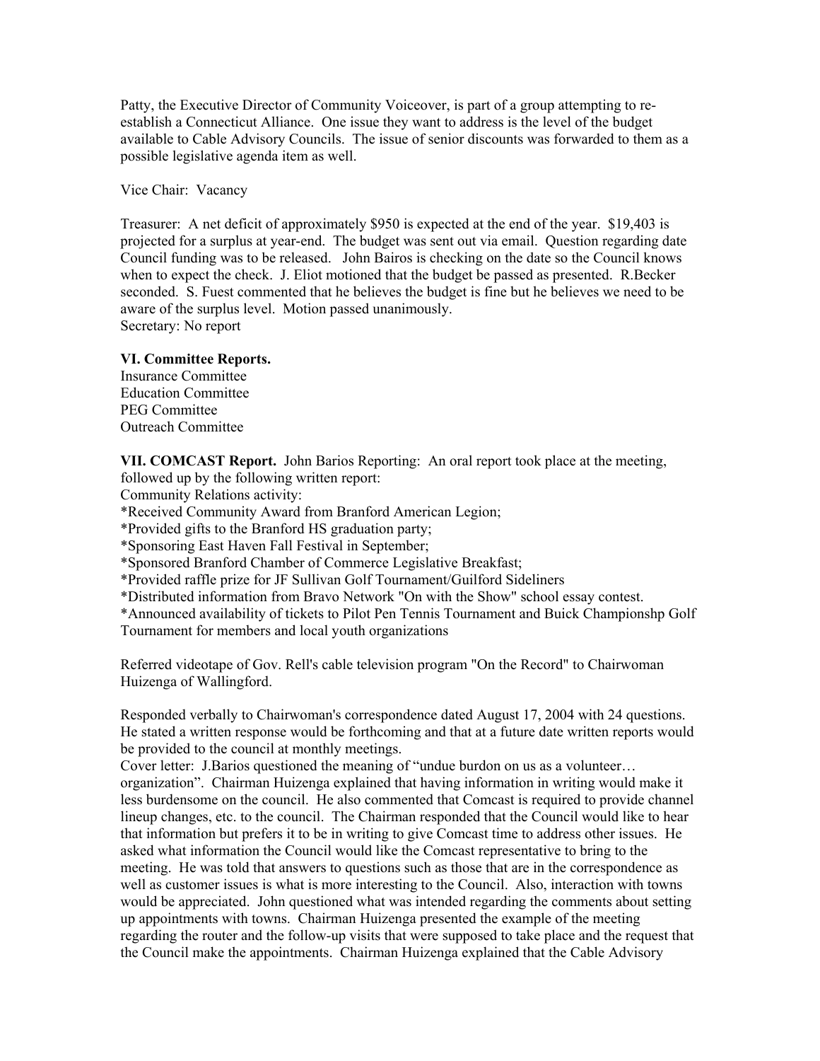Patty, the Executive Director of Community Voiceover, is part of a group attempting to re-establish a Connecticut Alliance. One issue they want to address is the level of the budget available to Cable Advisory Councils. The issue of senior discounts was forwarded to them as a possible legislative agenda item as well.

Vice Chair: Vacancy

Treasurer: A net deficit of approximately $950 is expected at the end of the year. $19,403 is projected for a surplus at year-end. The budget was sent out via email. Question regarding date Council funding was to be released. John Bairos is checking on the date so the Council knows when to expect the check. J. Eliot motioned that the budget be passed as presented. R.Becker seconded. S. Fuest commented that he believes the budget is fine but he believes we need to be aware of the surplus level. Motion passed unanimously.
Secretary: No report

**VI. Committee Reports.**
Insurance Committee
Education Committee
PEG Committee
Outreach Committee

**VII. COMCAST Report.** John Barios Reporting: An oral report took place at the meeting, followed up by the following written report:
Community Relations activity:
*Received Community Award from Branford American Legion;
*Provided gifts to the Branford HS graduation party;
*Sponsoring East Haven Fall Festival in September;
*Sponsored Branford Chamber of Commerce Legislative Breakfast;
*Provided raffle prize for JF Sullivan Golf Tournament/Guilford Sideliners
*Distributed information from Bravo Network "On with the Show" school essay contest.
*Announced availability of tickets to Pilot Pen Tennis Tournament and Buick Championshp Golf Tournament for members and local youth organizations

Referred videotape of Gov. Rell's cable television program "On the Record" to Chairwoman Huizenga of Wallingford.

Responded verbally to Chairwoman's correspondence dated August 17, 2004 with 24 questions. He stated a written response would be forthcoming and that at a future date written reports would be provided to the council at monthly meetings.
Cover letter: J.Barios questioned the meaning of "undue burdon on us as a volunteer… organization". Chairman Huizenga explained that having information in writing would make it less burdensome on the council. He also commented that Comcast is required to provide channel lineup changes, etc. to the council. The Chairman responded that the Council would like to hear that information but prefers it to be in writing to give Comcast time to address other issues. He asked what information the Council would like the Comcast representative to bring to the meeting. He was told that answers to questions such as those that are in the correspondence as well as customer issues is what is more interesting to the Council. Also, interaction with towns would be appreciated. John questioned what was intended regarding the comments about setting up appointments with towns. Chairman Huizenga presented the example of the meeting regarding the router and the follow-up visits that were supposed to take place and the request that the Council make the appointments. Chairman Huizenga explained that the Cable Advisory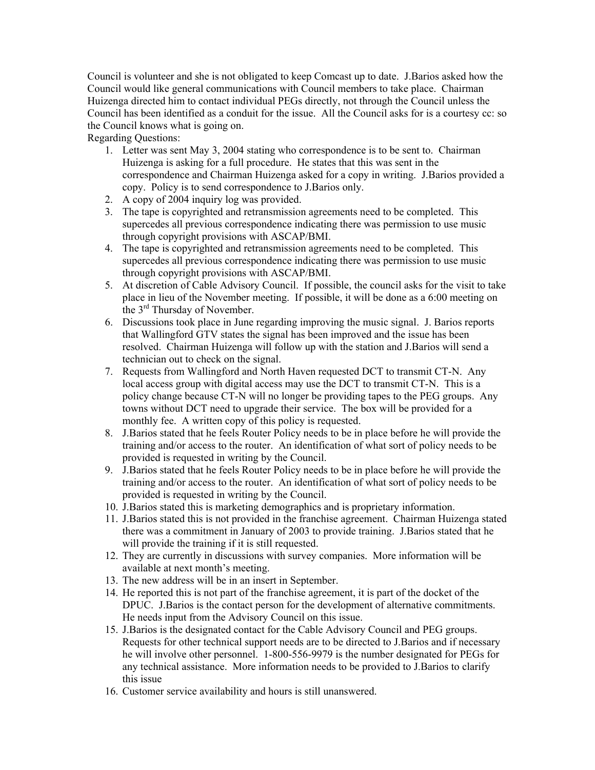Council is volunteer and she is not obligated to keep Comcast up to date. J.Barios asked how the Council would like general communications with Council members to take place. Chairman Huizenga directed him to contact individual PEGs directly, not through the Council unless the Council has been identified as a conduit for the issue. All the Council asks for is a courtesy cc: so the Council knows what is going on.

Regarding Questions:

1. Letter was sent May 3, 2004 stating who correspondence is to be sent to. Chairman Huizenga is asking for a full procedure. He states that this was sent in the correspondence and Chairman Huizenga asked for a copy in writing. J.Barios provided a copy. Policy is to send correspondence to J.Barios only.
2. A copy of 2004 inquiry log was provided.
3. The tape is copyrighted and retransmission agreements need to be completed. This supercedes all previous correspondence indicating there was permission to use music through copyright provisions with ASCAP/BMI.
4. The tape is copyrighted and retransmission agreements need to be completed. This supercedes all previous correspondence indicating there was permission to use music through copyright provisions with ASCAP/BMI.
5. At discretion of Cable Advisory Council. If possible, the council asks for the visit to take place in lieu of the November meeting. If possible, it will be done as a 6:00 meeting on the 3rd Thursday of November.
6. Discussions took place in June regarding improving the music signal. J. Barios reports that Wallingford GTV states the signal has been improved and the issue has been resolved. Chairman Huizenga will follow up with the station and J.Barios will send a technician out to check on the signal.
7. Requests from Wallingford and North Haven requested DCT to transmit CT-N. Any local access group with digital access may use the DCT to transmit CT-N. This is a policy change because CT-N will no longer be providing tapes to the PEG groups. Any towns without DCT need to upgrade their service. The box will be provided for a monthly fee. A written copy of this policy is requested.
8. J.Barios stated that he feels Router Policy needs to be in place before he will provide the training and/or access to the router. An identification of what sort of policy needs to be provided is requested in writing by the Council.
9. J.Barios stated that he feels Router Policy needs to be in place before he will provide the training and/or access to the router. An identification of what sort of policy needs to be provided is requested in writing by the Council.
10. J.Barios stated this is marketing demographics and is proprietary information.
11. J.Barios stated this is not provided in the franchise agreement. Chairman Huizenga stated there was a commitment in January of 2003 to provide training. J.Barios stated that he will provide the training if it is still requested.
12. They are currently in discussions with survey companies. More information will be available at next month's meeting.
13. The new address will be in an insert in September.
14. He reported this is not part of the franchise agreement, it is part of the docket of the DPUC. J.Barios is the contact person for the development of alternative commitments. He needs input from the Advisory Council on this issue.
15. J.Barios is the designated contact for the Cable Advisory Council and PEG groups. Requests for other technical support needs are to be directed to J.Barios and if necessary he will involve other personnel. 1-800-556-9979 is the number designated for PEGs for any technical assistance. More information needs to be provided to J.Barios to clarify this issue
16. Customer service availability and hours is still unanswered.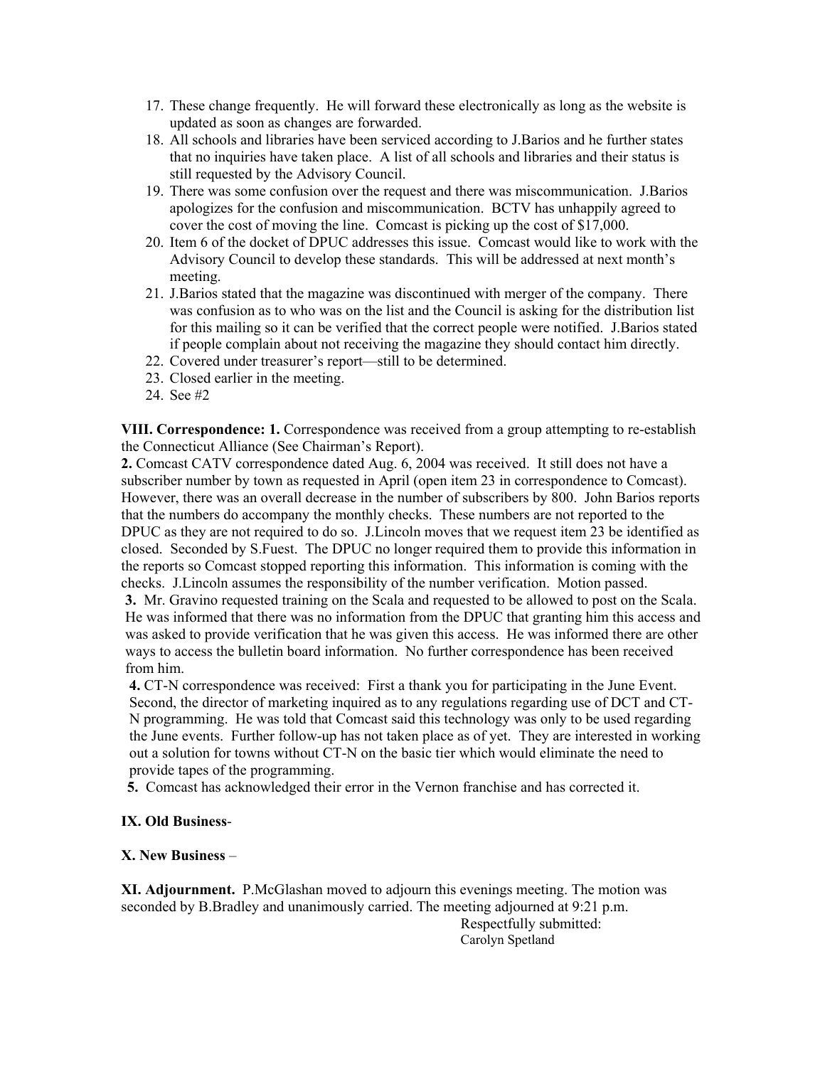17. These change frequently. He will forward these electronically as long as the website is updated as soon as changes are forwarded.
18. All schools and libraries have been serviced according to J.Barios and he further states that no inquiries have taken place. A list of all schools and libraries and their status is still requested by the Advisory Council.
19. There was some confusion over the request and there was miscommunication. J.Barios apologizes for the confusion and miscommunication. BCTV has unhappily agreed to cover the cost of moving the line. Comcast is picking up the cost of $17,000.
20. Item 6 of the docket of DPUC addresses this issue. Comcast would like to work with the Advisory Council to develop these standards. This will be addressed at next month's meeting.
21. J.Barios stated that the magazine was discontinued with merger of the company. There was confusion as to who was on the list and the Council is asking for the distribution list for this mailing so it can be verified that the correct people were notified. J.Barios stated if people complain about not receiving the magazine they should contact him directly.
22. Covered under treasurer's report—still to be determined.
23. Closed earlier in the meeting.
24. See #2

**VIII. Correspondence: 1.** Correspondence was received from a group attempting to re-establish the Connecticut Alliance (See Chairman's Report).

**2.** Comcast CATV correspondence dated Aug. 6, 2004 was received. It still does not have a subscriber number by town as requested in April (open item 23 in correspondence to Comcast). However, there was an overall decrease in the number of subscribers by 800. John Barios reports that the numbers do accompany the monthly checks. These numbers are not reported to the DPUC as they are not required to do so. J.Lincoln moves that we request item 23 be identified as closed. Seconded by S.Fuest. The DPUC no longer required them to provide this information in the reports so Comcast stopped reporting this information. This information is coming with the checks. J.Lincoln assumes the responsibility of the number verification. Motion passed.

**3.** Mr. Gravino requested training on the Scala and requested to be allowed to post on the Scala. He was informed that there was no information from the DPUC that granting him this access and was asked to provide verification that he was given this access. He was informed there are other ways to access the bulletin board information. No further correspondence has been received from him.

**4.** CT-N correspondence was received: First a thank you for participating in the June Event. Second, the director of marketing inquired as to any regulations regarding use of DCT and CT-N programming. He was told that Comcast said this technology was only to be used regarding the June events. Further follow-up has not taken place as of yet. They are interested in working out a solution for towns without CT-N on the basic tier which would eliminate the need to provide tapes of the programming.

**5.** Comcast has acknowledged their error in the Vernon franchise and has corrected it.

**IX. Old Business**-

**X. New Business** –

**XI. Adjournment.** P.McGlashan moved to adjourn this evenings meeting. The motion was seconded by B.Bradley and unanimously carried. The meeting adjourned at 9:21 p.m.

Respectfully submitted:
Carolyn Spetland